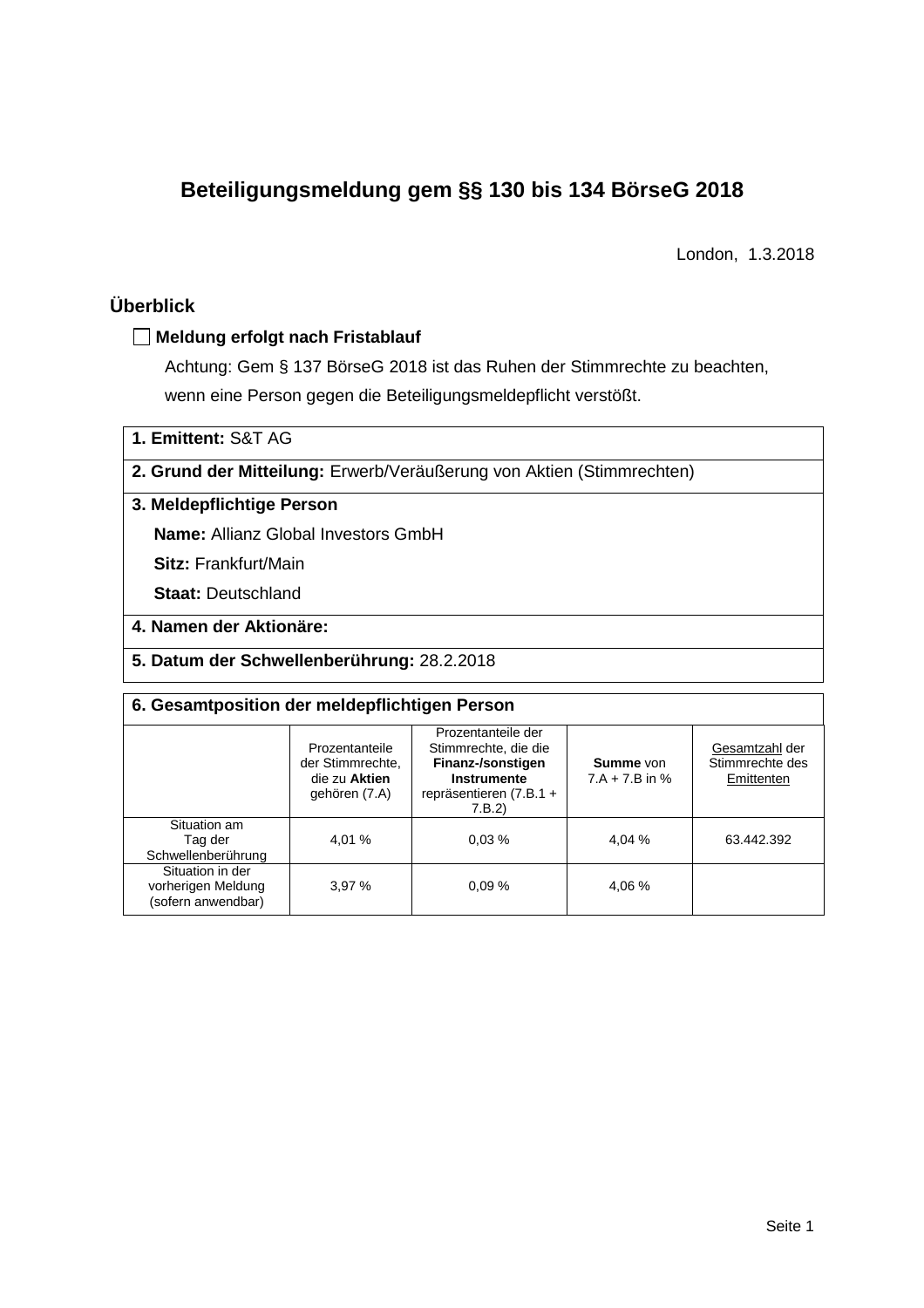# Beteiligungsmeldung gem §§ 130 bis 134 BörseG 2018

London, 1.3.2018

## Überblick

☐ **Meldung erfolgt nach Fristablauf**

Achtung: Gem § 137 BörseG 2018 ist das Ruhen der Stimmrechte zu beachten, wenn eine Person gegen die Beteiligungsmeldepflicht verstößt.

**1. Emittent:** S&T AG

**2. Grund der Mitteilung:** Erwerb/Veräußerung von Aktien (Stimmrechten)

**3. Meldepflichtige Person**

**Name:** Allianz Global Investors GmbH

**Sitz:** Frankfurt/Main

**Staat:** Deutschland

**4. Namen der Aktionäre:**

**5. Datum der Schwellenberührung:** 28.2.2018

**6. Gesamtposition der meldepflichtigen Person**

| | Prozentanteile der Stimmrechte, die zu **Aktien** gehören (7.A) | Prozentanteile der Stimmrechte, die die **Finanz-/sonstigen Instrumente** repräsentieren (7.B.1 + 7.B.2) | **Summe** von 7.A + 7.B in % | Gesamtzahl der Stimmrechte des Emittenten |
|---|---|---|---|---|
| Situation am Tag der Schwellenberührung | 4,01 % | 0,03 % | 4,04 % | 63.442.392 |
| Situation in der vorherigen Meldung (sofern anwendbar) | 3,97 % | 0,09 % | 4,06 % | |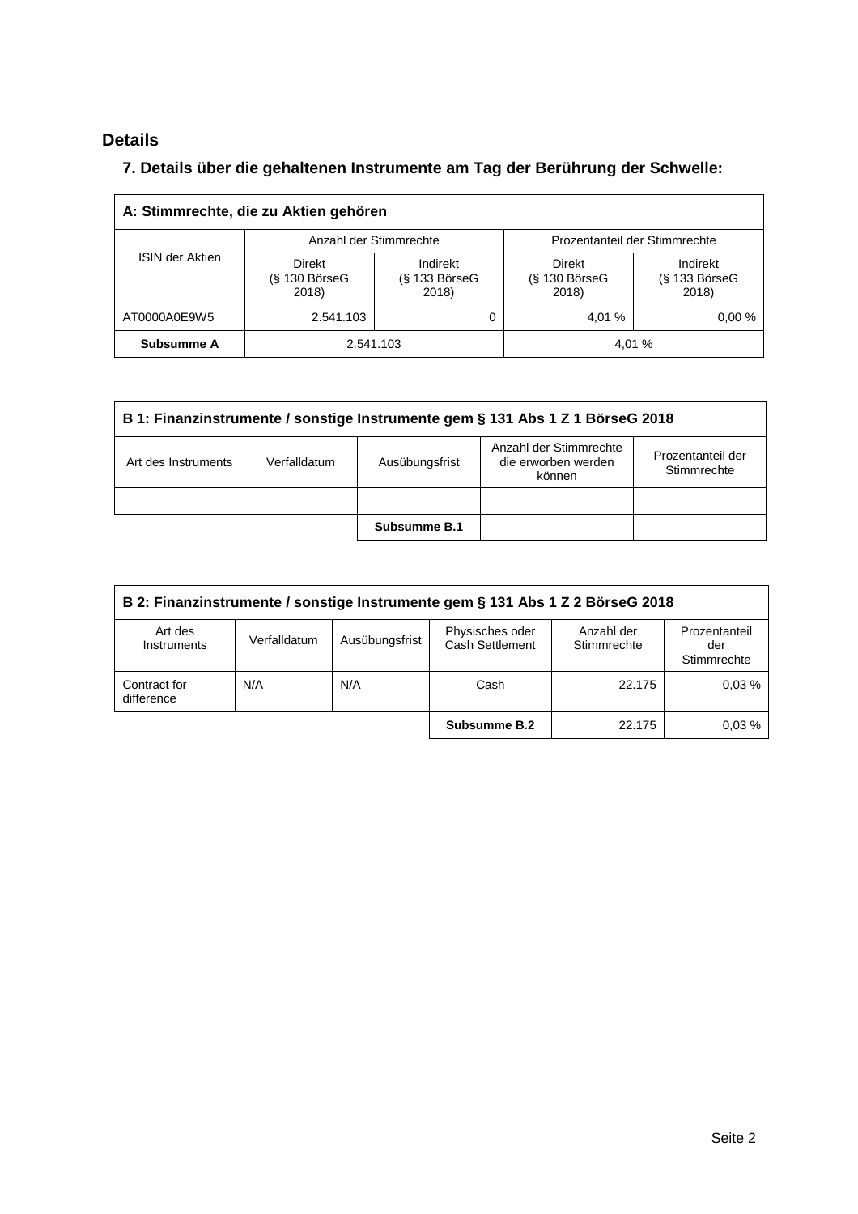## Details

### 7. Details über die gehaltenen Instrumente am Tag der Berührung der Schwelle:

| A: Stimmrechte, die zu Aktien gehören | | | | |
|---|---|---|---|---|
| ISIN der Aktien | Anzahl der Stimmrechte | | Prozentanteil der Stimmrechte | |
| | Direkt (§ 130 BörseG 2018) | Indirekt (§ 133 BörseG 2018) | Direkt (§ 130 BörseG 2018) | Indirekt (§ 133 BörseG 2018) |
| AT0000A0E9W5 | 2.541.103 | 0 | 4,01 % | 0,00 % |
| **Subsumme A** | 2.541.103 | | 4,01 % | |

| B 1: Finanzinstrumente / sonstige Instrumente gem § 131 Abs 1 Z 1 BörseG 2018 | | | | |
|---|---|---|---|---|
| Art des Instruments | Verfalldatum | Ausübungsfrist | Anzahl der Stimmrechte die erworben werden können | Prozentanteil der Stimmrechte |
| | | | | |
| | | **Subsumme B.1** | | |

| B 2: Finanzinstrumente / sonstige Instrumente gem § 131 Abs 1 Z 2 BörseG 2018 | | | | | |
|---|---|---|---|---|---|
| Art des Instruments | Verfalldatum | Ausübungsfrist | Physisches oder Cash Settlement | Anzahl der Stimmrechte | Prozentanteil der Stimmrechte |
| Contract for difference | N/A | N/A | Cash | 22.175 | 0,03 % |
| | | | **Subsumme B.2** | 22.175 | 0,03 % |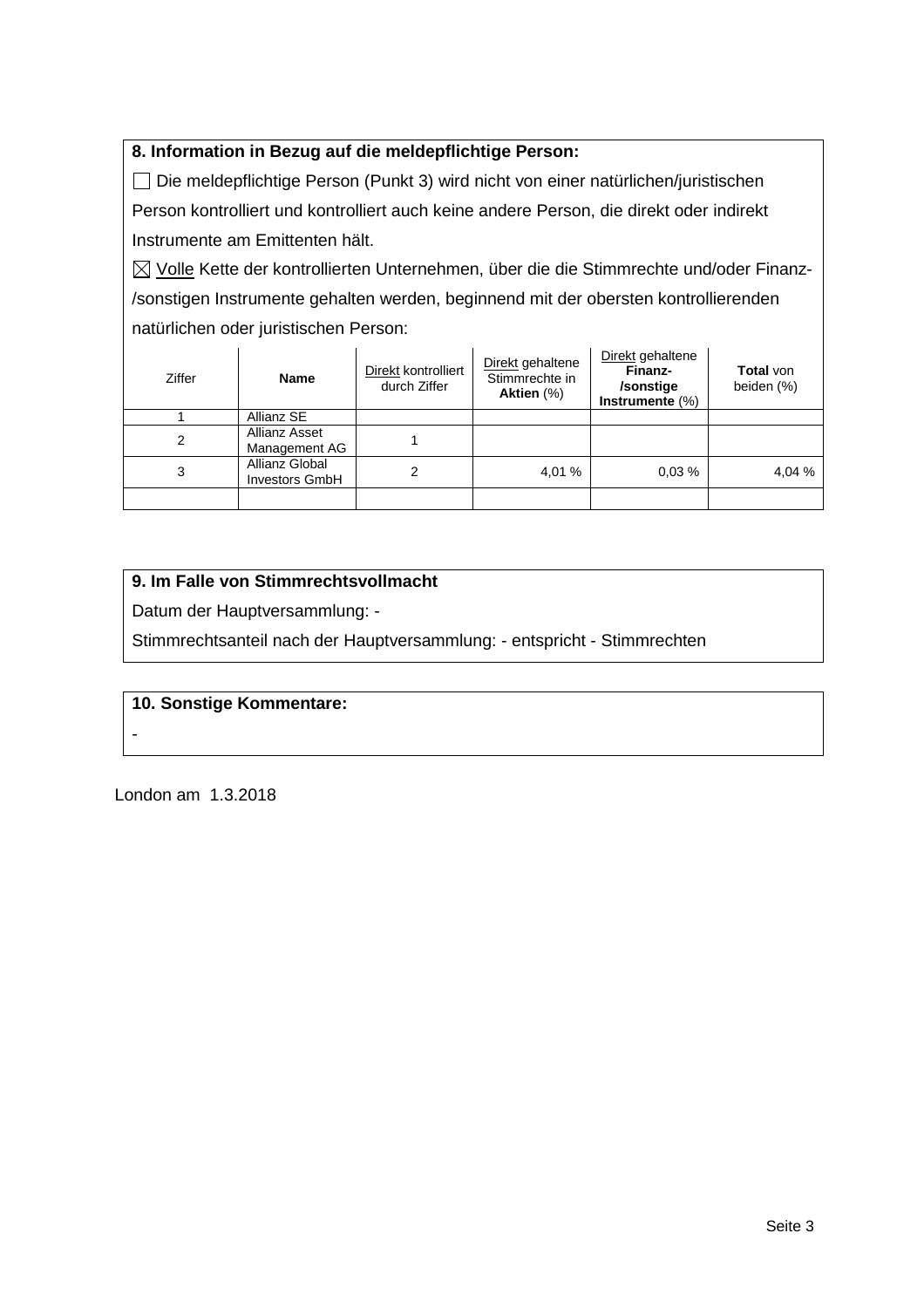**8. Information in Bezug auf die meldepflichtige Person:**

☐ Die meldepflichtige Person (Punkt 3) wird nicht von einer natürlichen/juristischen Person kontrolliert und kontrolliert auch keine andere Person, die direkt oder indirekt Instrumente am Emittenten hält.

☒ Volle Kette der kontrollierten Unternehmen, über die die Stimmrechte und/oder Finanz-/sonstigen Instrumente gehalten werden, beginnend mit der obersten kontrollierenden natürlichen oder juristischen Person:

| Ziffer | Name | Direkt kontrolliert durch Ziffer | Direkt gehaltene Stimmrechte in **Aktien** (%) | Direkt gehaltene **Finanz-/sonstige Instrumente** (%) | **Total** von beiden (%) |
|---|---|---|---|---|---|
| 1 | Allianz SE | | | | |
| 2 | Allianz Asset Management AG | 1 | | | |
| 3 | Allianz Global Investors GmbH | 2 | 4,01 % | 0,03 % | 4,04 % |
| | | | | | |

**9. Im Falle von Stimmrechtsvollmacht**

Datum der Hauptversammlung: -

Stimmrechtsanteil nach der Hauptversammlung: - entspricht - Stimmrechten

**10. Sonstige Kommentare:**

-

London am 1.3.2018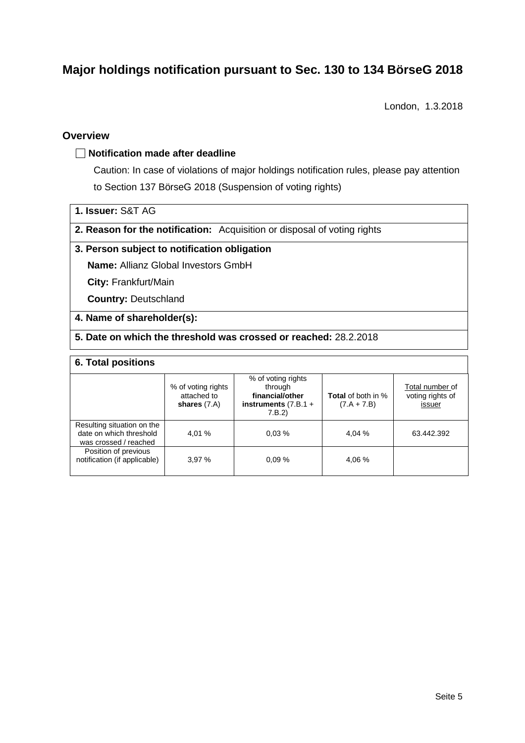# Major holdings notification pursuant to Sec. 130 to 134 BörseG 2018

London, 1.3.2018

## Overview

☐ **Notification made after deadline**

Caution: In case of violations of major holdings notification rules, please pay attention to Section 137 BörseG 2018 (Suspension of voting rights)

**1. Issuer:** S&T AG

**2. Reason for the notification:** Acquisition or disposal of voting rights

**3. Person subject to notification obligation**

**Name:** Allianz Global Investors GmbH

**City:** Frankfurt/Main

**Country:** Deutschland

**4. Name of shareholder(s):**

**5. Date on which the threshold was crossed or reached:** 28.2.2018

**6. Total positions**

| | % of voting rights attached to **shares** (7.A) | % of voting rights through **financial/other instruments** (7.B.1 + 7.B.2) | **Total** of both in % (7.A + 7.B) | Total number of voting rights of issuer |
|---|---|---|---|---|
| Resulting situation on the date on which threshold was crossed / reached | 4,01 % | 0,03 % | 4,04 % | 63.442.392 |
| Position of previous notification (if applicable) | 3,97 % | 0,09 % | 4,06 % | |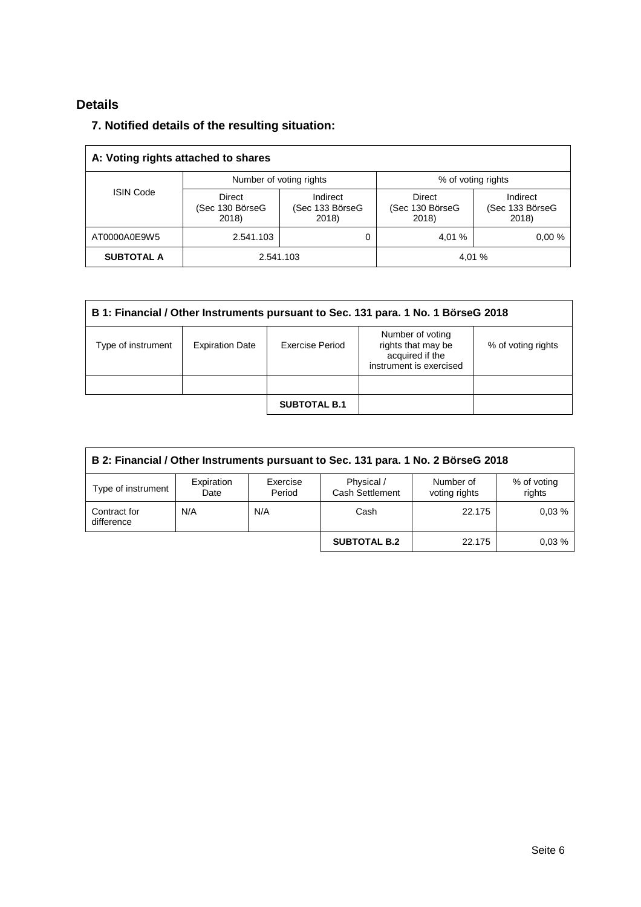## Details

### 7. Notified details of the resulting situation:

| A: Voting rights attached to shares | | | | |
|---|---|---|---|---|
| ISIN Code | Number of voting rights | | % of voting rights | |
| | Direct (Sec 130 BörseG 2018) | Indirect (Sec 133 BörseG 2018) | Direct (Sec 130 BörseG 2018) | Indirect (Sec 133 BörseG 2018) |
| AT0000A0E9W5 | 2.541.103 | 0 | 4,01 % | 0,00 % |
| **SUBTOTAL A** | 2.541.103 | | 4,01 % | |

| B 1: Financial / Other Instruments pursuant to Sec. 131 para. 1 No. 1 BörseG 2018 | | | | |
|---|---|---|---|---|
| Type of instrument | Expiration Date | Exercise Period | Number of voting rights that may be acquired if the instrument is exercised | % of voting rights |
| | | | | |
| | | **SUBTOTAL B.1** | | |

| B 2: Financial / Other Instruments pursuant to Sec. 131 para. 1 No. 2 BörseG 2018 | | | | | |
|---|---|---|---|---|---|
| Type of instrument | Expiration Date | Exercise Period | Physical / Cash Settlement | Number of voting rights | % of voting rights |
| Contract for difference | N/A | N/A | Cash | 22.175 | 0,03 % |
| | | | **SUBTOTAL B.2** | 22.175 | 0,03 % |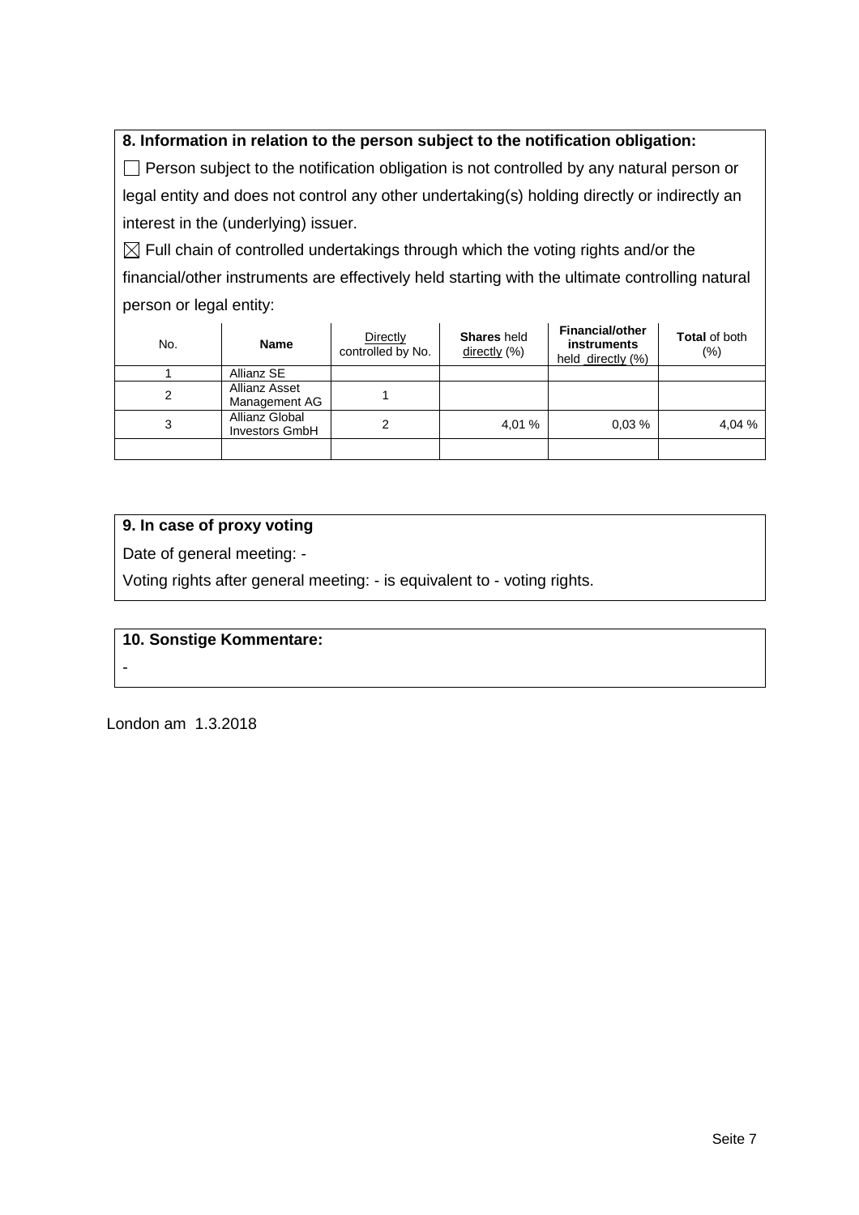**8. Information in relation to the person subject to the notification obligation:**

☐ Person subject to the notification obligation is not controlled by any natural person or legal entity and does not control any other undertaking(s) holding directly or indirectly an interest in the (underlying) issuer.

☒ Full chain of controlled undertakings through which the voting rights and/or the financial/other instruments are effectively held starting with the ultimate controlling natural person or legal entity:

| No. | Name | Directly controlled by No. | Shares held directly (%) | Financial/other instruments held directly (%) | Total of both (%) |
|---|---|---|---|---|---|
| 1 | Allianz SE | | | | |
| 2 | Allianz Asset Management AG | 1 | | | |
| 3 | Allianz Global Investors GmbH | 2 | 4,01 % | 0,03 % | 4,04 % |
| | | | | | |

**9. In case of proxy voting**

Date of general meeting: -

Voting rights after general meeting: - is equivalent to - voting rights.

**10. Sonstige Kommentare:**

-

London am 1.3.2018